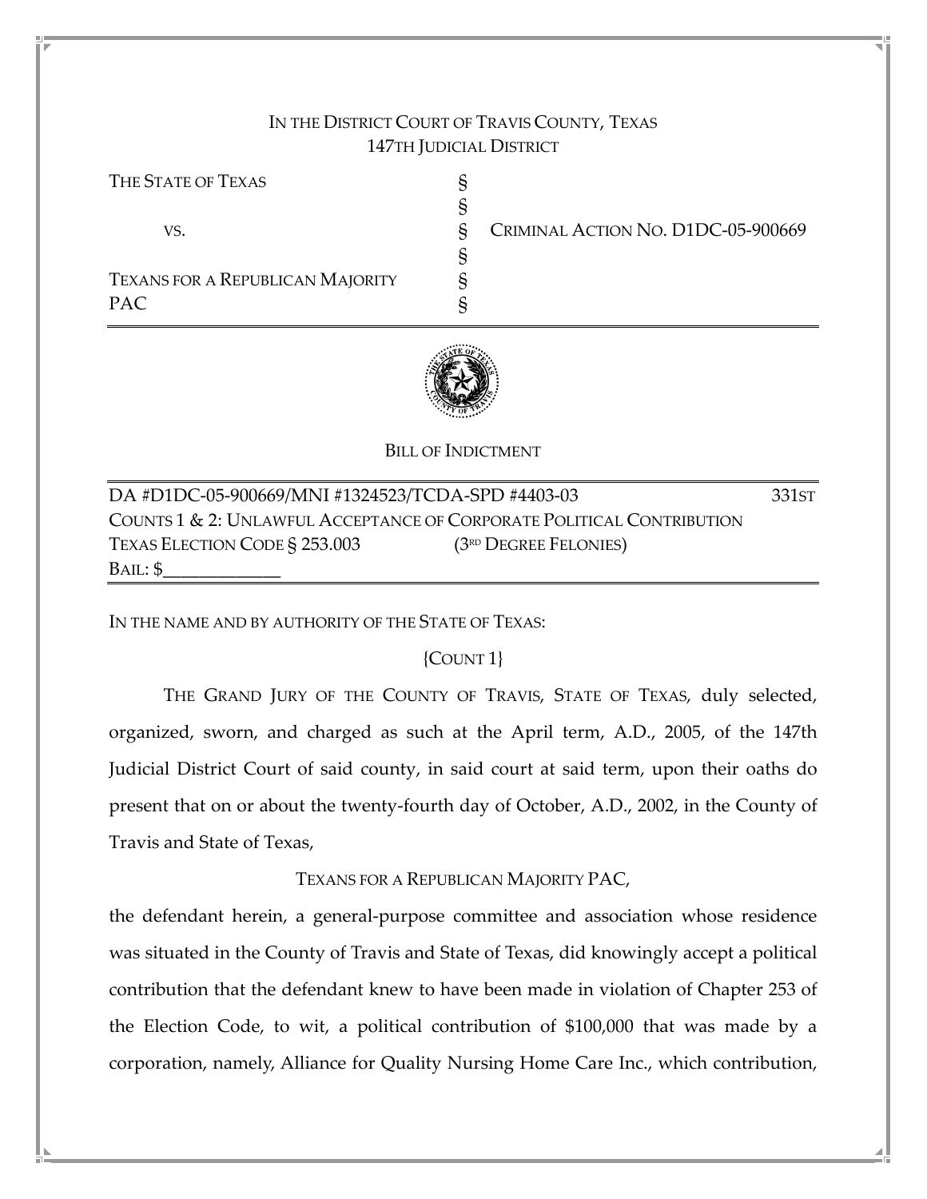IN THE DISTRICT COURT OF TRAVIS COUNTY, TEXAS
147TH JUDICIAL DISTRICT

| | | |
|---|---|---|
| THE STATE OF TEXAS | § | |
| | § | |
| VS. | § | CRIMINAL ACTION NO. D1DC-05-900669 |
| | § | |
| TEXANS FOR A REPUBLICAN MAJORITY PAC | § | |
| | § | |

BILL OF INDICTMENT

DA #D1DC-05-900669/MNI #1324523/TCDA-SPD #4403-03 331ST
COUNTS 1 & 2: UNLAWFUL ACCEPTANCE OF CORPORATE POLITICAL CONTRIBUTION
TEXAS ELECTION CODE § 253.003 (3RD DEGREE FELONIES)
BAIL: $_____________

IN THE NAME AND BY AUTHORITY OF THE STATE OF TEXAS:

{COUNT 1}

THE GRAND JURY OF THE COUNTY OF TRAVIS, STATE OF TEXAS, duly selected, organized, sworn, and charged as such at the April term, A.D., 2005, of the 147th Judicial District Court of said county, in said court at said term, upon their oaths do present that on or about the twenty-fourth day of October, A.D., 2002, in the County of Travis and State of Texas,

TEXANS FOR A REPUBLICAN MAJORITY PAC,

the defendant herein, a general-purpose committee and association whose residence was situated in the County of Travis and State of Texas, did knowingly accept a political contribution that the defendant knew to have been made in violation of Chapter 253 of the Election Code, to wit, a political contribution of $100,000 that was made by a corporation, namely, Alliance for Quality Nursing Home Care Inc., which contribution,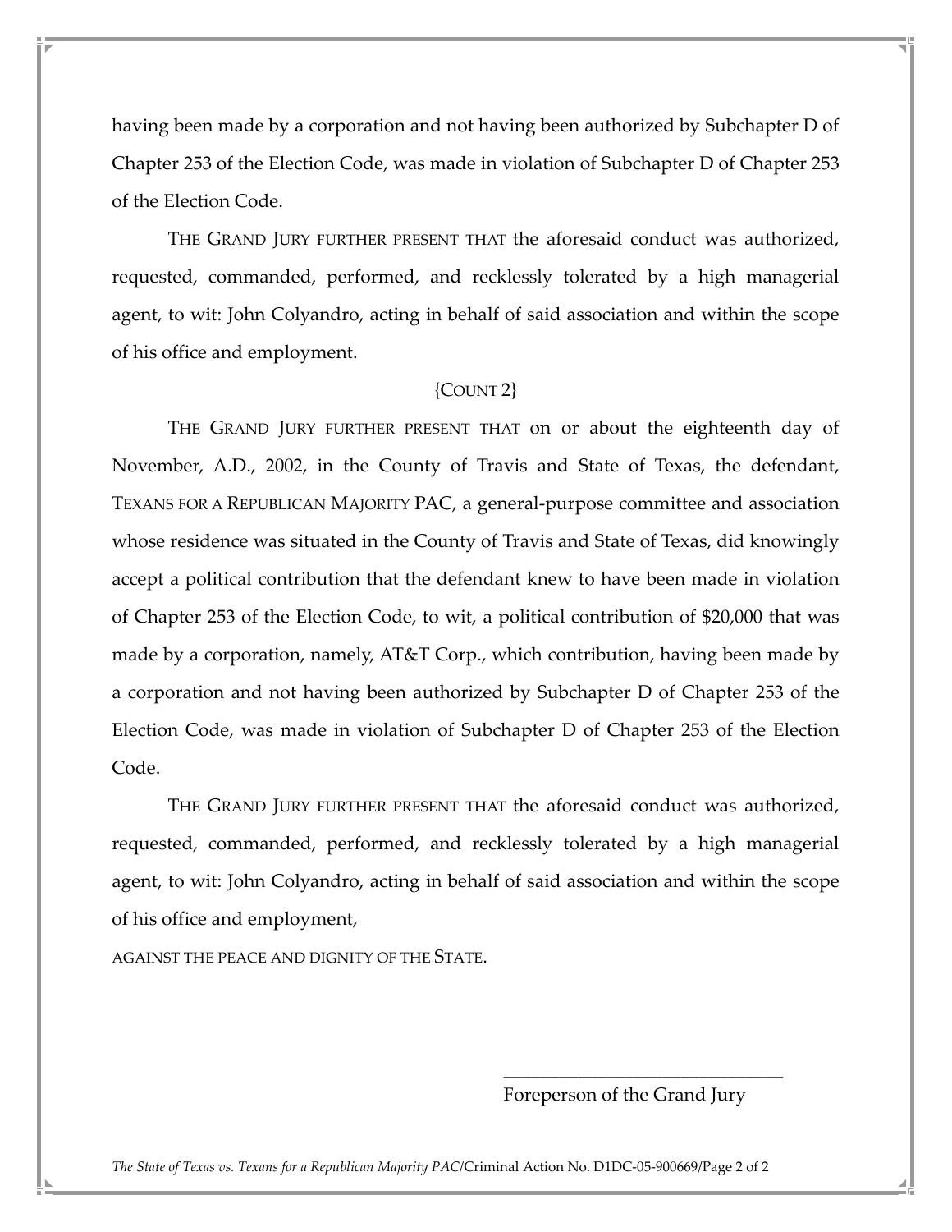having been made by a corporation and not having been authorized by Subchapter D of Chapter 253 of the Election Code, was made in violation of Subchapter D of Chapter 253 of the Election Code.

THE GRAND JURY FURTHER PRESENT THAT the aforesaid conduct was authorized, requested, commanded, performed, and recklessly tolerated by a high managerial agent, to wit: John Colyandro, acting in behalf of said association and within the scope of his office and employment.

{COUNT 2}

THE GRAND JURY FURTHER PRESENT THAT on or about the eighteenth day of November, A.D., 2002, in the County of Travis and State of Texas, the defendant, TEXANS FOR A REPUBLICAN MAJORITY PAC, a general-purpose committee and association whose residence was situated in the County of Travis and State of Texas, did knowingly accept a political contribution that the defendant knew to have been made in violation of Chapter 253 of the Election Code, to wit, a political contribution of $20,000 that was made by a corporation, namely, AT&T Corp., which contribution, having been made by a corporation and not having been authorized by Subchapter D of Chapter 253 of the Election Code, was made in violation of Subchapter D of Chapter 253 of the Election Code.

THE GRAND JURY FURTHER PRESENT THAT the aforesaid conduct was authorized, requested, commanded, performed, and recklessly tolerated by a high managerial agent, to wit: John Colyandro, acting in behalf of said association and within the scope of his office and employment,

AGAINST THE PEACE AND DIGNITY OF THE STATE.

\_\_\_\_\_\_\_\_\_\_\_\_\_\_\_\_\_\_\_\_\_\_\_\_\_\_\_\_\_\_\_\_

Foreperson of the Grand Jury